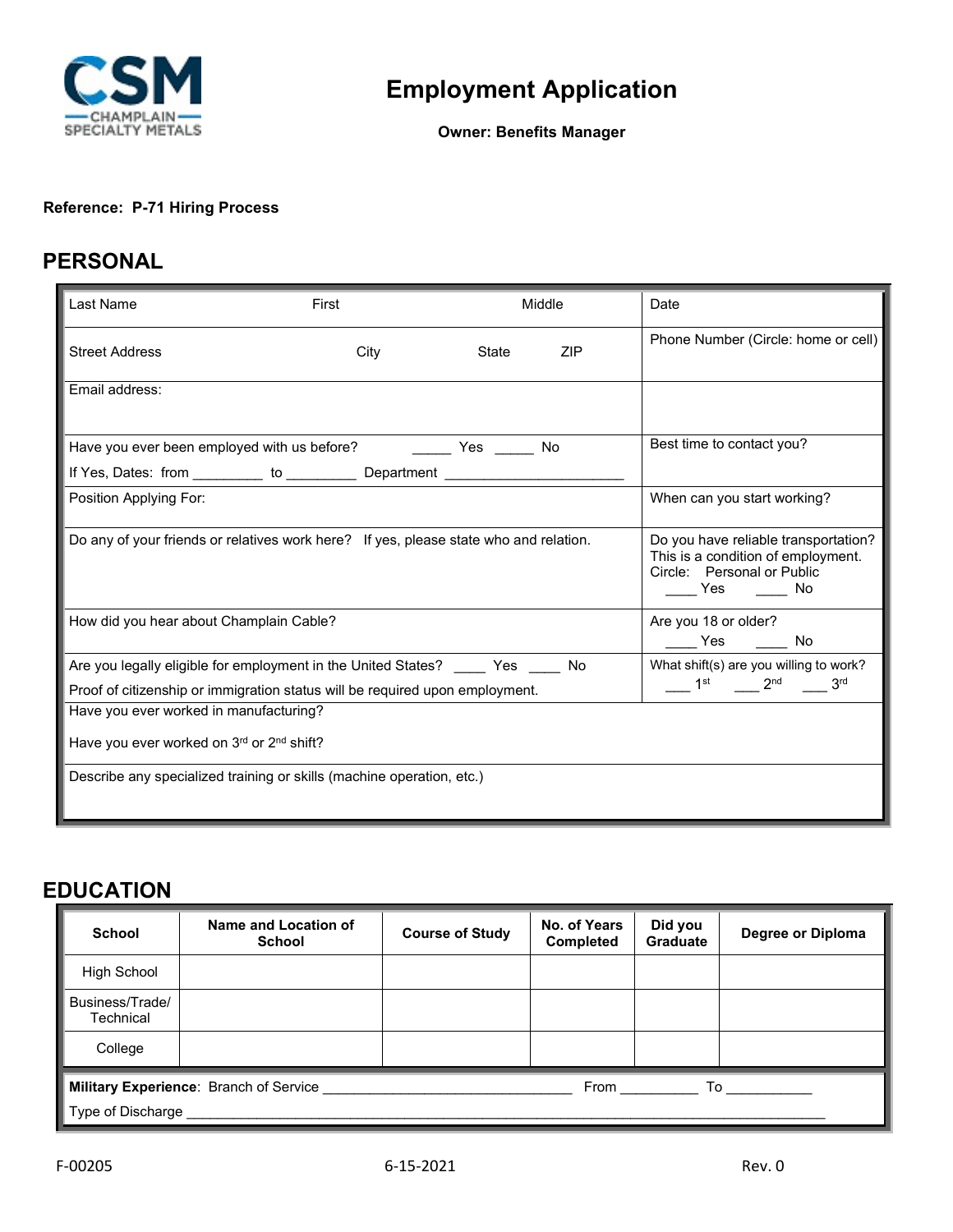# Employment Application

**Owner: Benefits Manager**

**Reference: P-71 Hiring Process**

## PERSONAL

| | |
|---|---|
| Last Name First Middle | Date |
| Street Address City State ZIP | Phone Number (Circle: home or cell) |
| Email address: | |
| Have you ever been employed with us before? _____ Yes _____ No<br>If Yes, Dates: from _________ to _________ Department _______________________ | Best time to contact you? |
| Position Applying For: | When can you start working? |
| Do any of your friends or relatives work here? If yes, please state who and relation. | Do you have reliable transportation? This is a condition of employment. Circle: Personal or Public<br>____ Yes ____ No |
| How did you hear about Champlain Cable? | Are you 18 or older?<br>____ Yes ____ No |
| Are you legally eligible for employment in the United States? ____ Yes ____ No<br>Proof of citizenship or immigration status will be required upon employment. | What shift(s) are you willing to work?<br>___ 1st ___ 2nd ___ 3rd |
| Have you ever worked in manufacturing?<br>Have you ever worked on 3rd or 2nd shift? | |
| Describe any specialized training or skills (machine operation, etc.) | |

## EDUCATION

| School | Name and Location of School | Course of Study | No. of Years Completed | Did you Graduate | Degree or Diploma |
|---|---|---|---|---|---|
| High School | | | | | |
| Business/Trade/ Technical | | | | | |
| College | | | | | |

**Military Experience**: Branch of Service ________________________________ From __________ To ___________

Type of Discharge ______________________________________________________________________________

F-00205 6-15-2021 Rev. 0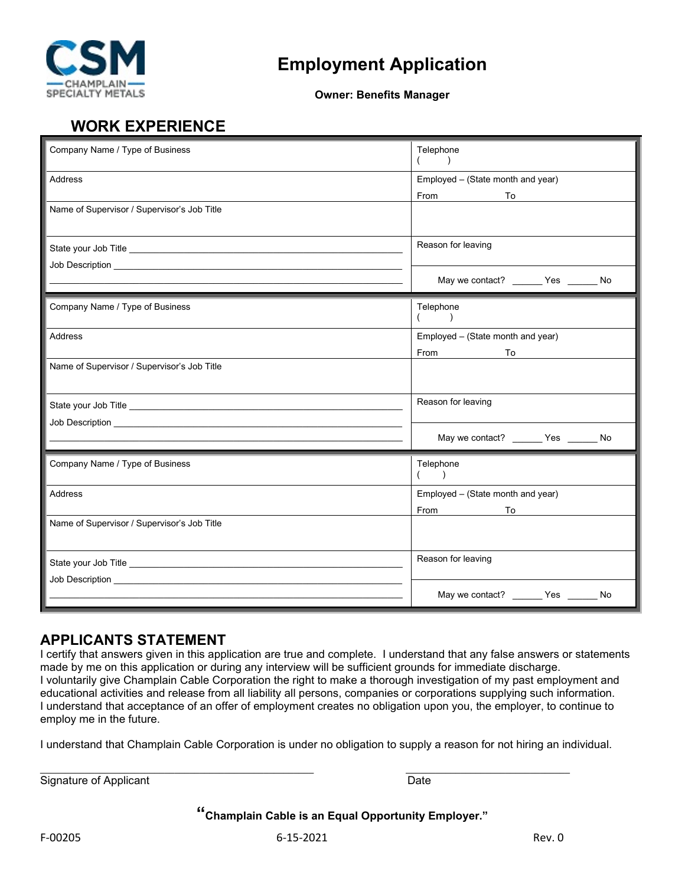# Employment Application

**Owner: Benefits Manager**

## WORK EXPERIENCE

| | |
|---|---|
| Company Name / Type of Business | Telephone<br>( ) |
| Address | Employed – (State month and year)<br>From To |
| Name of Supervisor / Supervisor's Job Title | |
| State your Job Title ______<br>Job Description ______<br>______ | Reason for leaving<br><br>May we contact? ______ Yes ______ No |

| | |
|---|---|
| Company Name / Type of Business | Telephone<br>( ) |
| Address | Employed – (State month and year)<br>From To |
| Name of Supervisor / Supervisor's Job Title | |
| State your Job Title ______<br>Job Description ______<br>______ | Reason for leaving<br><br>May we contact? ______ Yes ______ No |

| | |
|---|---|
| Company Name / Type of Business | Telephone<br>( ) |
| Address | Employed – (State month and year)<br>From To |
| Name of Supervisor / Supervisor's Job Title | |
| State your Job Title ______<br>Job Description ______<br>______ | Reason for leaving<br><br>May we contact? ______ Yes ______ No |

## APPLICANTS STATEMENT

I certify that answers given in this application are true and complete. I understand that any false answers or statements made by me on this application or during any interview will be sufficient grounds for immediate discharge.
I voluntarily give Champlain Cable Corporation the right to make a thorough investigation of my past employment and educational activities and release from all liability all persons, companies or corporations supplying such information.
I understand that acceptance of an offer of employment creates no obligation upon you, the employer, to continue to employ me in the future.

I understand that Champlain Cable Corporation is under no obligation to supply a reason for not hiring an individual.

______________________________ Signature of Applicant

______________________________ Date

**"Champlain Cable is an Equal Opportunity Employer."**

F-00205 6-15-2021 Rev. 0